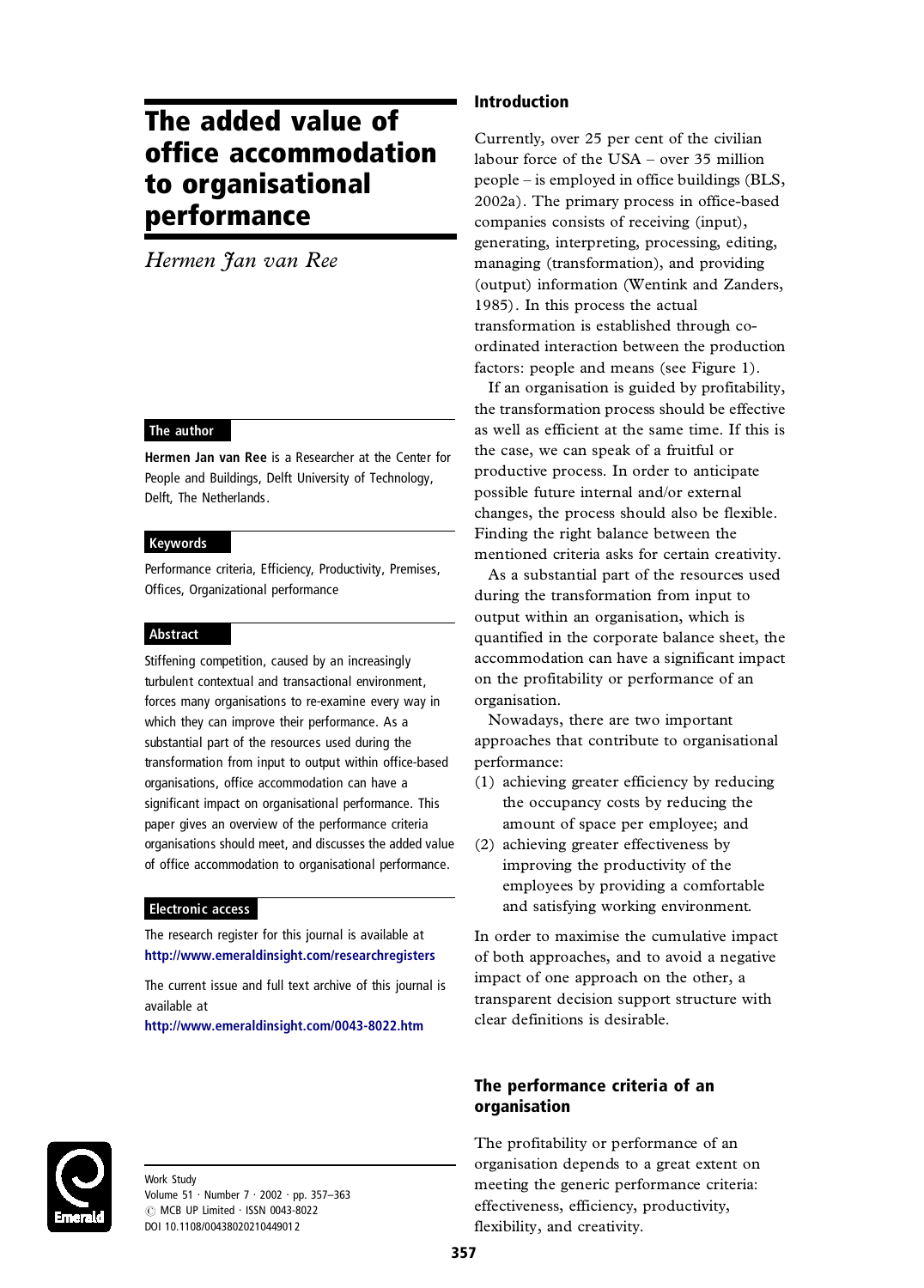# The added value of office accommodation to organisational performance

*Hermen Jan van Ree*

### The author

**Hermen Jan van Ree** is a Researcher at the Center for People and Buildings, Delft University of Technology, Delft, The Netherlands.

### Keywords

Performance criteria, Efficiency, Productivity, Premises, Offices, Organizational performance

### Abstract

Stiffening competition, caused by an increasingly turbulent contextual and transactional environment, forces many organisations to re-examine every way in which they can improve their performance. As a substantial part of the resources used during the transformation from input to output within office-based organisations, office accommodation can have a significant impact on organisational performance. This paper gives an overview of the performance criteria organisations should meet, and discusses the added value of office accommodation to organisational performance.

### Electronic access

The research register for this journal is available at http://www.emeraldinsight.com/researchregisters

The current issue and full text archive of this journal is available at http://www.emeraldinsight.com/0043-8022.htm

Work Study
Volume 51 · Number 7 · 2002 · pp. 357–363
© MCB UP Limited · ISSN 0043-8022
DOI 10.1108/00438020210449012

## Introduction

Currently, over 25 per cent of the civilian labour force of the USA – over 35 million people – is employed in office buildings (BLS, 2002a). The primary process in office-based companies consists of receiving (input), generating, interpreting, processing, editing, managing (transformation), and providing (output) information (Wentink and Zanders, 1985). In this process the actual transformation is established through co-ordinated interaction between the production factors: people and means (see Figure 1).

If an organisation is guided by profitability, the transformation process should be effective as well as efficient at the same time. If this is the case, we can speak of a fruitful or productive process. In order to anticipate possible future internal and/or external changes, the process should also be flexible. Finding the right balance between the mentioned criteria asks for certain creativity.

As a substantial part of the resources used during the transformation from input to output within an organisation, which is quantified in the corporate balance sheet, the accommodation can have a significant impact on the profitability or performance of an organisation.

Nowadays, there are two important approaches that contribute to organisational performance:

(1) achieving greater efficiency by reducing the occupancy costs by reducing the amount of space per employee; and
(2) achieving greater effectiveness by improving the productivity of the employees by providing a comfortable and satisfying working environment.

In order to maximise the cumulative impact of both approaches, and to avoid a negative impact of one approach on the other, a transparent decision support structure with clear definitions is desirable.

## The performance criteria of an organisation

The profitability or performance of an organisation depends to a great extent on meeting the generic performance criteria: effectiveness, efficiency, productivity, flexibility, and creativity.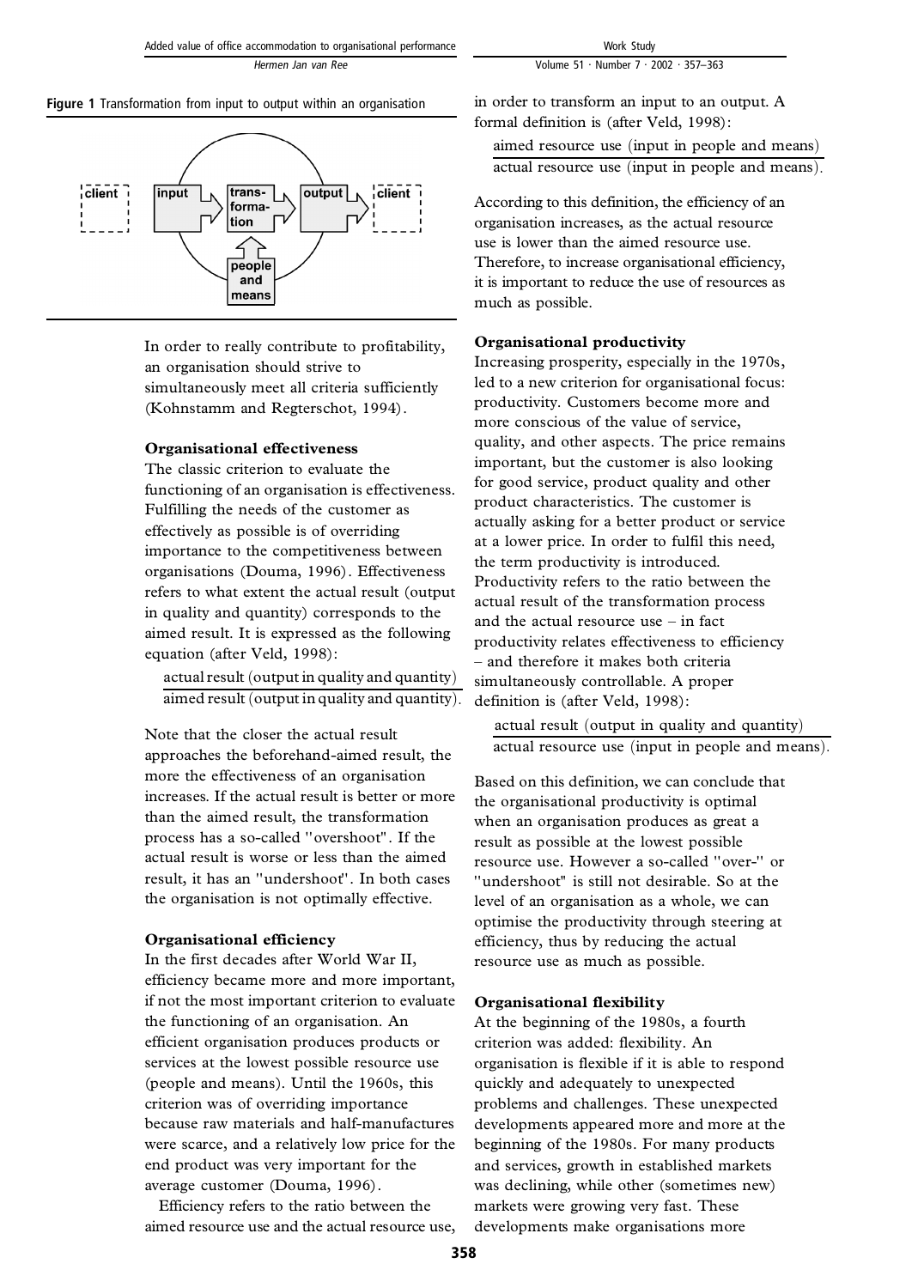**Figure 1** Transformation from input to output within an organisation

In order to really contribute to profitability, an organisation should strive to simultaneously meet all criteria sufficiently (Kohnstamm and Regterschot, 1994).

### Organisational effectiveness

The classic criterion to evaluate the functioning of an organisation is effectiveness. Fulfilling the needs of the customer as effectively as possible is of overriding importance to the competitiveness between organisations (Douma, 1996). Effectiveness refers to what extent the actual result (output in quality and quantity) corresponds to the aimed result. It is expressed as the following equation (after Veld, 1998):

$$\frac{\text{actual result (output in quality and quantity)}}{\text{aimed result (output in quality and quantity)}}.$$

Note that the closer the actual result approaches the beforehand-aimed result, the more the effectiveness of an organisation increases. If the actual result is better or more than the aimed result, the transformation process has a so-called "overshoot". If the actual result is worse or less than the aimed result, it has an "undershoot". In both cases the organisation is not optimally effective.

### Organisational efficiency

In the first decades after World War II, efficiency became more and more important, if not the most important criterion to evaluate the functioning of an organisation. An efficient organisation produces products or services at the lowest possible resource use (people and means). Until the 1960s, this criterion was of overriding importance because raw materials and half-manufactures were scarce, and a relatively low price for the end product was very important for the average customer (Douma, 1996).

Efficiency refers to the ratio between the aimed resource use and the actual resource use, in order to transform an input to an output. A formal definition is (after Veld, 1998):

$$\frac{\text{aimed resource use (input in people and means)}}{\text{actual resource use (input in people and means)}}.$$

According to this definition, the efficiency of an organisation increases, as the actual resource use is lower than the aimed resource use. Therefore, to increase organisational efficiency, it is important to reduce the use of resources as much as possible.

### Organisational productivity

Increasing prosperity, especially in the 1970s, led to a new criterion for organisational focus: productivity. Customers become more and more conscious of the value of service, quality, and other aspects. The price remains important, but the customer is also looking for good service, product quality and other product characteristics. The customer is actually asking for a better product or service at a lower price. In order to fulfil this need, the term productivity is introduced. Productivity refers to the ratio between the actual result of the transformation process and the actual resource use – in fact productivity relates effectiveness to efficiency – and therefore it makes both criteria simultaneously controllable. A proper definition is (after Veld, 1998):

$$\frac{\text{actual result (output in quality and quantity)}}{\text{actual resource use (input in people and means)}}.$$

Based on this definition, we can conclude that the organisational productivity is optimal when an organisation produces as great a result as possible at the lowest possible resource use. However a so-called "over-" or "undershoot" is still not desirable. So at the level of an organisation as a whole, we can optimise the productivity through steering at efficiency, thus by reducing the actual resource use as much as possible.

### Organisational flexibility

At the beginning of the 1980s, a fourth criterion was added: flexibility. An organisation is flexible if it is able to respond quickly and adequately to unexpected problems and challenges. These unexpected developments appeared more and more at the beginning of the 1980s. For many products and services, growth in established markets was declining, while other (sometimes new) markets were growing very fast. These developments make organisations more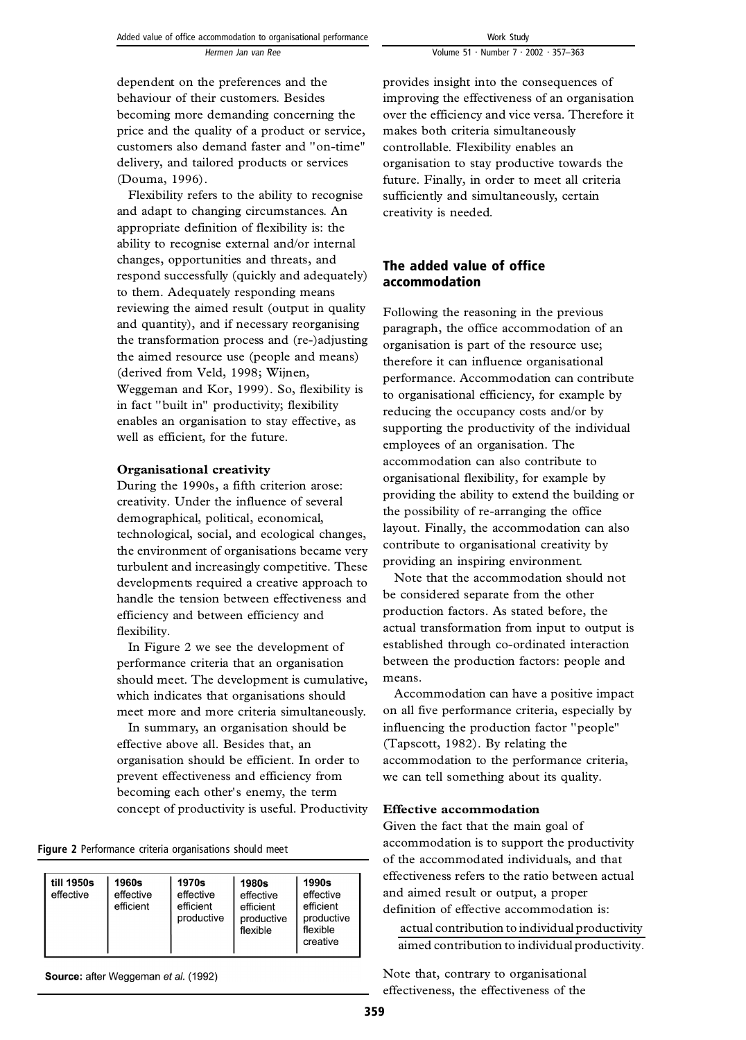dependent on the preferences and the behaviour of their customers. Besides becoming more demanding concerning the price and the quality of a product or service, customers also demand faster and "on-time" delivery, and tailored products or services (Douma, 1996).

Flexibility refers to the ability to recognise and adapt to changing circumstances. An appropriate definition of flexibility is: the ability to recognise external and/or internal changes, opportunities and threats, and respond successfully (quickly and adequately) to them. Adequately responding means reviewing the aimed result (output in quality and quantity), and if necessary reorganising the transformation process and (re-)adjusting the aimed resource use (people and means) (derived from Veld, 1998; Wijnen, Weggeman and Kor, 1999). So, flexibility is in fact "built in" productivity; flexibility enables an organisation to stay effective, as well as efficient, for the future.

**Organisational creativity**

During the 1990s, a fifth criterion arose: creativity. Under the influence of several demographical, political, economical, technological, social, and ecological changes, the environment of organisations became very turbulent and increasingly competitive. These developments required a creative approach to handle the tension between effectiveness and efficiency and between efficiency and flexibility.

In Figure 2 we see the development of performance criteria that an organisation should meet. The development is cumulative, which indicates that organisations should meet more and more criteria simultaneously.

In summary, an organisation should be effective above all. Besides that, an organisation should be efficient. In order to prevent effectiveness and efficiency from becoming each other's enemy, the term concept of productivity is useful. Productivity provides insight into the consequences of improving the effectiveness of an organisation over the efficiency and vice versa. Therefore it makes both criteria simultaneously controllable. Flexibility enables an organisation to stay productive towards the future. Finally, in order to meet all criteria sufficiently and simultaneously, certain creativity is needed.

**Figure 2** Performance criteria organisations should meet

| till 1950s | 1960s | 1970s | 1980s | 1990s |
|---|---|---|---|---|
| effective | effective<br>efficient | effective<br>efficient<br>productive | effective<br>efficient<br>productive<br>flexible | effective<br>efficient<br>productive<br>flexible<br>creative |

**Source:** after Weggeman *et al.* (1992)

## The added value of office accommodation

Following the reasoning in the previous paragraph, the office accommodation of an organisation is part of the resource use; therefore it can influence organisational performance. Accommodation can contribute to organisational efficiency, for example by reducing the occupancy costs and/or by supporting the productivity of the individual employees of an organisation. The accommodation can also contribute to organisational flexibility, for example by providing the ability to extend the building or the possibility of re-arranging the office layout. Finally, the accommodation can also contribute to organisational creativity by providing an inspiring environment.

Note that the accommodation should not be considered separate from the other production factors. As stated before, the actual transformation from input to output is established through co-ordinated interaction between the production factors: people and means.

Accommodation can have a positive impact on all five performance criteria, especially by influencing the production factor "people" (Tapscott, 1982). By relating the accommodation to the performance criteria, we can tell something about its quality.

**Effective accommodation**

Given the fact that the main goal of accommodation is to support the productivity of the accommodated individuals, and that effectiveness refers to the ratio between actual and aimed result or output, a proper definition of effective accommodation is:

$$\frac{\text{actual contribution to individual productivity}}{\text{aimed contribution to individual productivity}}.$$

Note that, contrary to organisational effectiveness, the effectiveness of the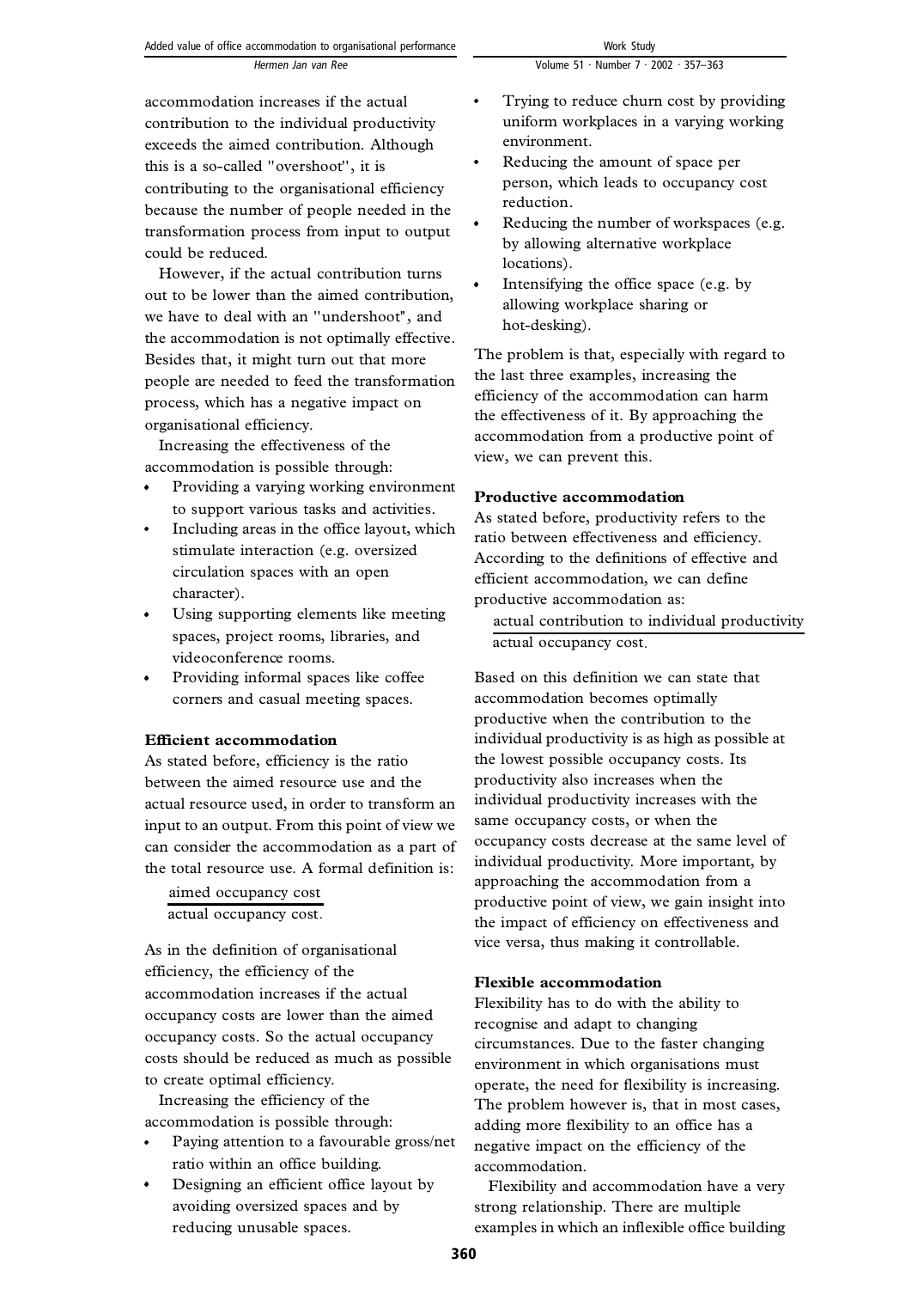accommodation increases if the actual contribution to the individual productivity exceeds the aimed contribution. Although this is a so-called "overshoot", it is contributing to the organisational efficiency because the number of people needed in the transformation process from input to output could be reduced.

However, if the actual contribution turns out to be lower than the aimed contribution, we have to deal with an "undershoot", and the accommodation is not optimally effective. Besides that, it might turn out that more people are needed to feed the transformation process, which has a negative impact on organisational efficiency.

Increasing the effectiveness of the accommodation is possible through:

- Providing a varying working environment to support various tasks and activities.
- Including areas in the office layout, which stimulate interaction (e.g. oversized circulation spaces with an open character).
- Using supporting elements like meeting spaces, project rooms, libraries, and videoconference rooms.
- Providing informal spaces like coffee corners and casual meeting spaces.

**Efficient accommodation**

As stated before, efficiency is the ratio between the aimed resource use and the actual resource used, in order to transform an input to an output. From this point of view we can consider the accommodation as a part of the total resource use. A formal definition is:

$$\frac{\text{aimed occupancy cost}}{\text{actual occupancy cost}}.$$

As in the definition of organisational efficiency, the efficiency of the accommodation increases if the actual occupancy costs are lower than the aimed occupancy costs. So the actual occupancy costs should be reduced as much as possible to create optimal efficiency.

Increasing the efficiency of the accommodation is possible through:

- Paying attention to a favourable gross/net ratio within an office building.
- Designing an efficient office layout by avoiding oversized spaces and by reducing unusable spaces.
- Trying to reduce churn cost by providing uniform workplaces in a varying working environment.
- Reducing the amount of space per person, which leads to occupancy cost reduction.
- Reducing the number of workspaces (e.g. by allowing alternative workplace locations).
- Intensifying the office space (e.g. by allowing workplace sharing or hot-desking).

The problem is that, especially with regard to the last three examples, increasing the efficiency of the accommodation can harm the effectiveness of it. By approaching the accommodation from a productive point of view, we can prevent this.

**Productive accommodation**

As stated before, productivity refers to the ratio between effectiveness and efficiency. According to the definitions of effective and efficient accommodation, we can define productive accommodation as:

$$\frac{\text{actual contribution to individual productivity}}{\text{actual occupancy cost}}.$$

Based on this definition we can state that accommodation becomes optimally productive when the contribution to the individual productivity is as high as possible at the lowest possible occupancy costs. Its productivity also increases when the individual productivity increases with the same occupancy costs, or when the occupancy costs decrease at the same level of individual productivity. More important, by approaching the accommodation from a productive point of view, we gain insight into the impact of efficiency on effectiveness and vice versa, thus making it controllable.

**Flexible accommodation**

Flexibility has to do with the ability to recognise and adapt to changing circumstances. Due to the faster changing environment in which organisations must operate, the need for flexibility is increasing. The problem however is, that in most cases, adding more flexibility to an office has a negative impact on the efficiency of the accommodation.

Flexibility and accommodation have a very strong relationship. There are multiple examples in which an inflexible office building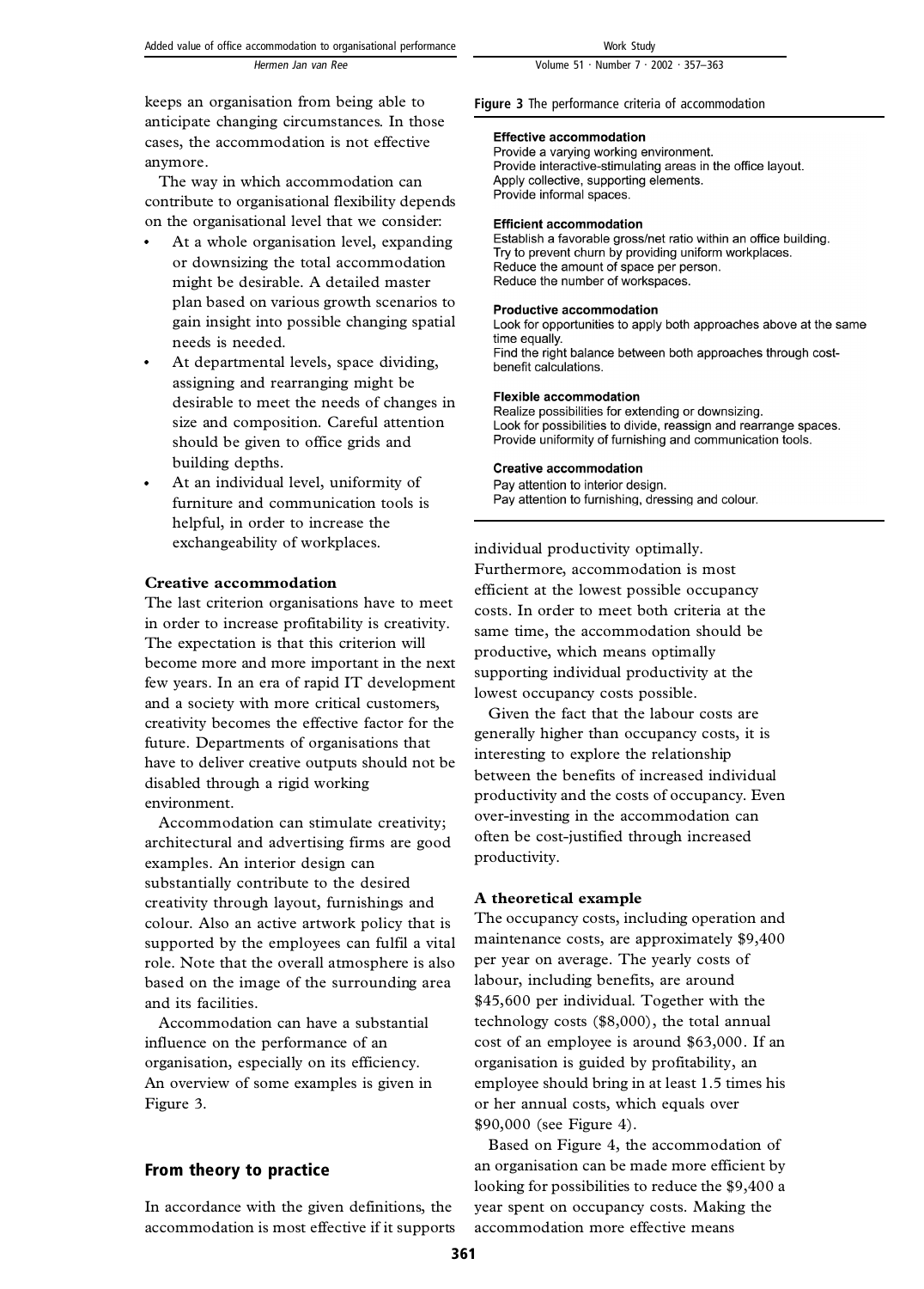keeps an organisation from being able to anticipate changing circumstances. In those cases, the accommodation is not effective anymore.

The way in which accommodation can contribute to organisational flexibility depends on the organisational level that we consider:

- At a whole organisation level, expanding or downsizing the total accommodation might be desirable. A detailed master plan based on various growth scenarios to gain insight into possible changing spatial needs is needed.
- At departmental levels, space dividing, assigning and rearranging might be desirable to meet the needs of changes in size and composition. Careful attention should be given to office grids and building depths.
- At an individual level, uniformity of furniture and communication tools is helpful, in order to increase the exchangeability of workplaces.

**Creative accommodation**

The last criterion organisations have to meet in order to increase profitability is creativity. The expectation is that this criterion will become more and more important in the next few years. In an era of rapid IT development and a society with more critical customers, creativity becomes the effective factor for the future. Departments of organisations that have to deliver creative outputs should not be disabled through a rigid working environment.

Accommodation can stimulate creativity; architectural and advertising firms are good examples. An interior design can substantially contribute to the desired creativity through layout, furnishings and colour. Also an active artwork policy that is supported by the employees can fulfil a vital role. Note that the overall atmosphere is also based on the image of the surrounding area and its facilities.

Accommodation can have a substantial influence on the performance of an organisation, especially on its efficiency. An overview of some examples is given in Figure 3.

**Figure 3** The performance criteria of accommodation

**Effective accommodation**
Provide a varying working environment.
Provide interactive-stimulating areas in the office layout.
Apply collective, supporting elements.
Provide informal spaces.

**Efficient accommodation**
Establish a favorable gross/net ratio within an office building.
Try to prevent churn by providing uniform workplaces.
Reduce the amount of space per person.
Reduce the number of workspaces.

**Productive accommodation**
Look for opportunities to apply both approaches above at the same time equally.
Find the right balance between both approaches through cost-benefit calculations.

**Flexible accommodation**
Realize possibilities for extending or downsizing.
Look for possibilities to divide, reassign and rearrange spaces.
Provide uniformity of furnishing and communication tools.

**Creative accommodation**
Pay attention to interior design.
Pay attention to furnishing, dressing and colour.

## From theory to practice

In accordance with the given definitions, the accommodation is most effective if it supports individual productivity optimally. Furthermore, accommodation is most efficient at the lowest possible occupancy costs. In order to meet both criteria at the same time, the accommodation should be productive, which means optimally supporting individual productivity at the lowest occupancy costs possible.

Given the fact that the labour costs are generally higher than occupancy costs, it is interesting to explore the relationship between the benefits of increased individual productivity and the costs of occupancy. Even over-investing in the accommodation can often be cost-justified through increased productivity.

**A theoretical example**

The occupancy costs, including operation and maintenance costs, are approximately $9,400 per year on average. The yearly costs of labour, including benefits, are around $45,600 per individual. Together with the technology costs ($8,000), the total annual cost of an employee is around $63,000. If an organisation is guided by profitability, an employee should bring in at least 1.5 times his or her annual costs, which equals over $90,000 (see Figure 4).

Based on Figure 4, the accommodation of an organisation can be made more efficient by looking for possibilities to reduce the $9,400 a year spent on occupancy costs. Making the accommodation more effective means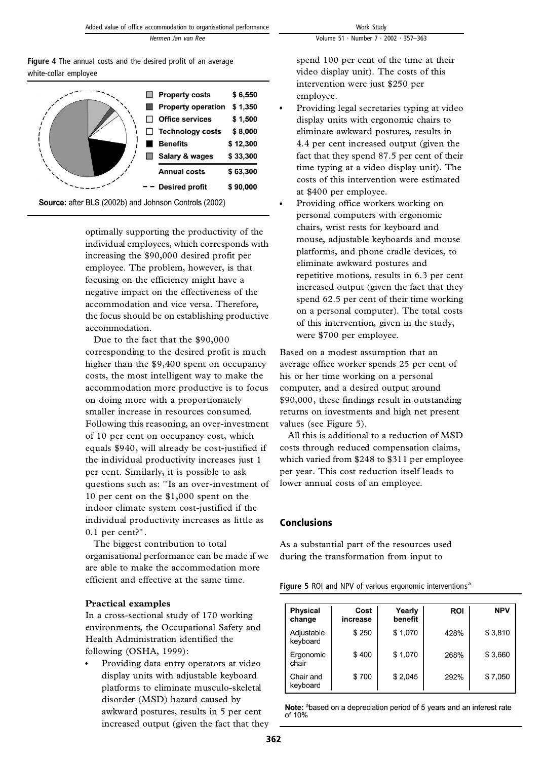**Figure 4** The annual costs and the desired profit of an average white-collar employee

| | |
|---|---|
| Property costs | $ 6,550 |
| Property operation | $ 1,350 |
| Office services | $ 1,500 |
| Technology costs | $ 8,000 |
| Benefits | $ 12,300 |
| Salary & wages | $ 33,300 |
| Annual costs | $ 63,300 |
| Desired profit | $ 90,000 |

**Source:** after BLS (2002b) and Johnson Controls (2002)

optimally supporting the productivity of the individual employees, which corresponds with increasing the $90,000 desired profit per employee. The problem, however, is that focusing on the efficiency might have a negative impact on the effectiveness of the accommodation and vice versa. Therefore, the focus should be on establishing productive accommodation.

Due to the fact that the $90,000 corresponding to the desired profit is much higher than the $9,400 spent on occupancy costs, the most intelligent way to make the accommodation more productive is to focus on doing more with a proportionately smaller increase in resources consumed. Following this reasoning, an over-investment of 10 per cent on occupancy cost, which equals $940, will already be cost-justified if the individual productivity increases just 1 per cent. Similarly, it is possible to ask questions such as: "Is an over-investment of 10 per cent on the $1,000 spent on the indoor climate system cost-justified if the individual productivity increases as little as 0.1 per cent?".

The biggest contribution to total organisational performance can be made if we are able to make the accommodation more efficient and effective at the same time.

### Practical examples

In a cross-sectional study of 170 working environments, the Occupational Safety and Health Administration identified the following (OSHA, 1999):

- Providing data entry operators at video display units with adjustable keyboard platforms to eliminate musculo-skeletal disorder (MSD) hazard caused by awkward postures, results in 5 per cent increased output (given the fact that they spend 100 per cent of the time at their video display unit). The costs of this intervention were just $250 per employee.
- Providing legal secretaries typing at video display units with ergonomic chairs to eliminate awkward postures, results in 4.4 per cent increased output (given the fact that they spend 87.5 per cent of their time typing at a video display unit). The costs of this intervention were estimated at $400 per employee.
- Providing office workers working on personal computers with ergonomic chairs, wrist rests for keyboard and mouse, adjustable keyboards and mouse platforms, and phone cradle devices, to eliminate awkward postures and repetitive motions, results in 6.3 per cent increased output (given the fact that they spend 62.5 per cent of their time working on a personal computer). The total costs of this intervention, given in the study, were $700 per employee.

Based on a modest assumption that an average office worker spends 25 per cent of his or her time working on a personal computer, and a desired output around $90,000, these findings result in outstanding returns on investments and high net present values (see Figure 5).

All this is additional to a reduction of MSD costs through reduced compensation claims, which varied from $248 to $311 per employee per year. This cost reduction itself leads to lower annual costs of an employee.

## Conclusions

As a substantial part of the resources used during the transformation from input to

**Figure 5** ROI and NPV of various ergonomic interventions[a]

| Physical change | Cost increase | Yearly benefit | ROI | NPV |
|---|---|---|---|---|
| Adjustable keyboard | $ 250 | $ 1,070 | 428% | $ 3,810 |
| Ergonomic chair | $ 400 | $ 1,070 | 268% | $ 3,660 |
| Chair and keyboard | $ 700 | $ 2,045 | 292% | $ 7,050 |

**Note:** [a]based on a depreciation period of 5 years and an interest rate of 10%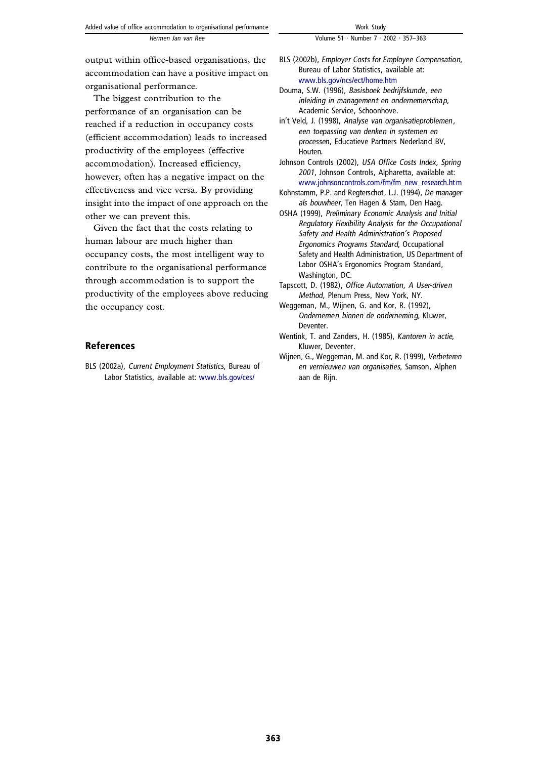output within office-based organisations, the accommodation can have a positive impact on organisational performance.

The biggest contribution to the performance of an organisation can be reached if a reduction in occupancy costs (efficient accommodation) leads to increased productivity of the employees (effective accommodation). Increased efficiency, however, often has a negative impact on the effectiveness and vice versa. By providing insight into the impact of one approach on the other we can prevent this.

Given the fact that the costs relating to human labour are much higher than occupancy costs, the most intelligent way to contribute to the organisational performance through accommodation is to support the productivity of the employees above reducing the occupancy cost.

## References

BLS (2002a), *Current Employment Statistics*, Bureau of Labor Statistics, available at: www.bls.gov/ces/

BLS (2002b), *Employer Costs for Employee Compensation*, Bureau of Labor Statistics, available at: www.bls.gov/ncs/ect/home.htm

Douma, S.W. (1996), *Basisboek bedrijfskunde, een inleiding in management en ondernemerschap*, Academic Service, Schoonhove.

in't Veld, J. (1998), *Analyse van organisatieproblemen, een toepassing van denken in systemen en processen*, Educatieve Partners Nederland BV, Houten.

Johnson Controls (2002), *USA Office Costs Index, Spring 2001*, Johnson Controls, Alpharetta, available at: www.johnsoncontrols.com/fm/fm_new_research.htm

Kohnstamm, P.P. and Regterschot, L.J. (1994), *De manager als bouwheer*, Ten Hagen & Stam, Den Haag.

OSHA (1999), *Preliminary Economic Analysis and Initial Regulatory Flexibility Analysis for the Occupational Safety and Health Administration's Proposed Ergonomics Programs Standard*, Occupational Safety and Health Administration, US Department of Labor OSHA's Ergonomics Program Standard, Washington, DC.

Tapscott, D. (1982), *Office Automation, A User-driven Method*, Plenum Press, New York, NY.

Weggeman, M., Wijnen, G. and Kor, R. (1992), *Ondernemen binnen de onderneming*, Kluwer, Deventer.

Wentink, T. and Zanders, H. (1985), *Kantoren in actie*, Kluwer, Deventer.

Wijnen, G., Weggeman, M. and Kor, R. (1999), *Verbeteren en vernieuwen van organisaties*, Samson, Alphen aan de Rijn.